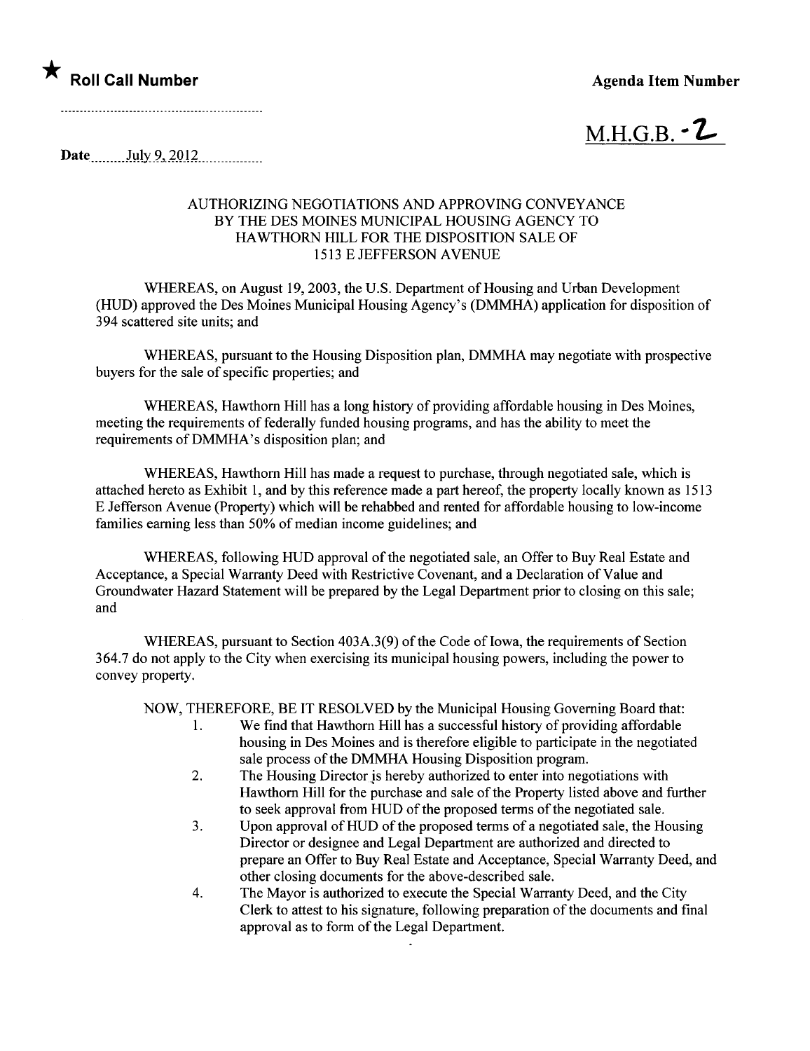★ **Roll Call Number**

**Agenda Item Number**

M.H.G.B. - 2

**Date** July 9, 2012

AUTHORIZING NEGOTIATIONS AND APPROVING CONVEYANCE BY THE DES MOINES MUNICIPAL HOUSING AGENCY TO HAWTHORN HILL FOR THE DISPOSITION SALE OF 1513 E JEFFERSON AVENUE

WHEREAS, on August 19, 2003, the U.S. Department of Housing and Urban Development (HUD) approved the Des Moines Municipal Housing Agency's (DMMHA) application for disposition of 394 scattered site units; and

WHEREAS, pursuant to the Housing Disposition plan, DMMHA may negotiate with prospective buyers for the sale of specific properties; and

WHEREAS, Hawthorn Hill has a long history of providing affordable housing in Des Moines, meeting the requirements of federally funded housing programs, and has the ability to meet the requirements of DMMHA's disposition plan; and

WHEREAS, Hawthorn Hill has made a request to purchase, through negotiated sale, which is attached hereto as Exhibit 1, and by this reference made a part hereof, the property locally known as 1513 E Jefferson Avenue (Property) which will be rehabbed and rented for affordable housing to low-income families earning less than 50% of median income guidelines; and

WHEREAS, following HUD approval of the negotiated sale, an Offer to Buy Real Estate and Acceptance, a Special Warranty Deed with Restrictive Covenant, and a Declaration of Value and Groundwater Hazard Statement will be prepared by the Legal Department prior to closing on this sale; and

WHEREAS, pursuant to Section 403A.3(9) of the Code of Iowa, the requirements of Section 364.7 do not apply to the City when exercising its municipal housing powers, including the power to convey property.

NOW, THEREFORE, BE IT RESOLVED by the Municipal Housing Governing Board that:

1. We find that Hawthorn Hill has a successful history of providing affordable housing in Des Moines and is therefore eligible to participate in the negotiated sale process of the DMMHA Housing Disposition program.
2. The Housing Director is hereby authorized to enter into negotiations with Hawthorn Hill for the purchase and sale of the Property listed above and further to seek approval from HUD of the proposed terms of the negotiated sale.
3. Upon approval of HUD of the proposed terms of a negotiated sale, the Housing Director or designee and Legal Department are authorized and directed to prepare an Offer to Buy Real Estate and Acceptance, Special Warranty Deed, and other closing documents for the above-described sale.
4. The Mayor is authorized to execute the Special Warranty Deed, and the City Clerk to attest to his signature, following preparation of the documents and final approval as to form of the Legal Department.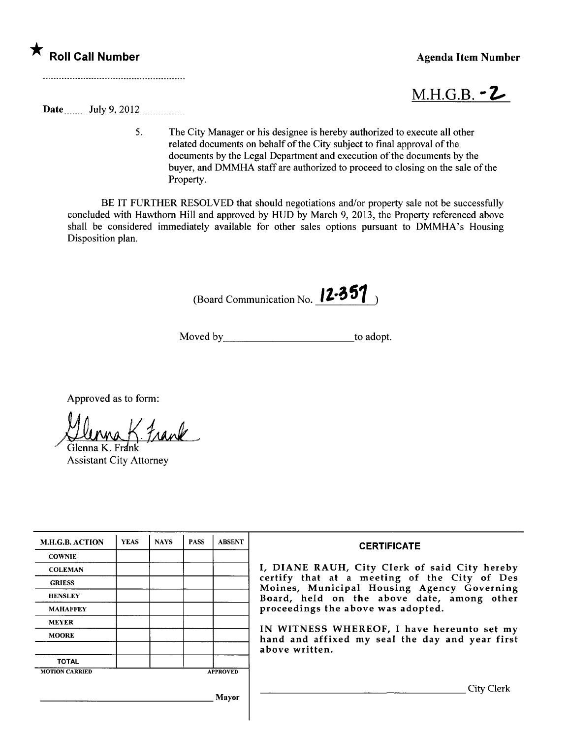★ **Roll Call Number**

**Agenda Item Number**

M.H.G.B. -2

**Date** July 9, 2012

5. The City Manager or his designee is hereby authorized to execute all other related documents on behalf of the City subject to final approval of the documents by the Legal Department and execution of the documents by the buyer, and DMMHA staff are authorized to proceed to closing on the sale of the Property.

BE IT FURTHER RESOLVED that should negotiations and/or property sale not be successfully concluded with Hawthorn Hill and approved by HUD by March 9, 2013, the Property referenced above shall be considered immediately available for other sales options pursuant to DMMHA's Housing Disposition plan.

(Board Communication No. 12-357)

Moved by________________________to adopt.

Approved as to form:

Glenna K. Frank
Assistant City Attorney

| M.H.G.B. ACTION | YEAS | NAYS | PASS | ABSENT |
|---|---|---|---|---|
| COWNIE | | | | |
| COLEMAN | | | | |
| GRIESS | | | | |
| HENSLEY | | | | |
| MAHAFFEY | | | | |
| MEYER | | | | |
| MOORE | | | | |
| | | | | |
| TOTAL | | | | |
| MOTION CARRIED | | | | APPROVED |

________________________ Mayor

**CERTIFICATE**

I, DIANE RAUH, City Clerk of said City hereby certify that at a meeting of the City of Des Moines, Municipal Housing Agency Governing Board, held on the above date, among other proceedings the above was adopted.

IN WITNESS WHEREOF, I have hereunto set my hand and affixed my seal the day and year first above written.

________________________ City Clerk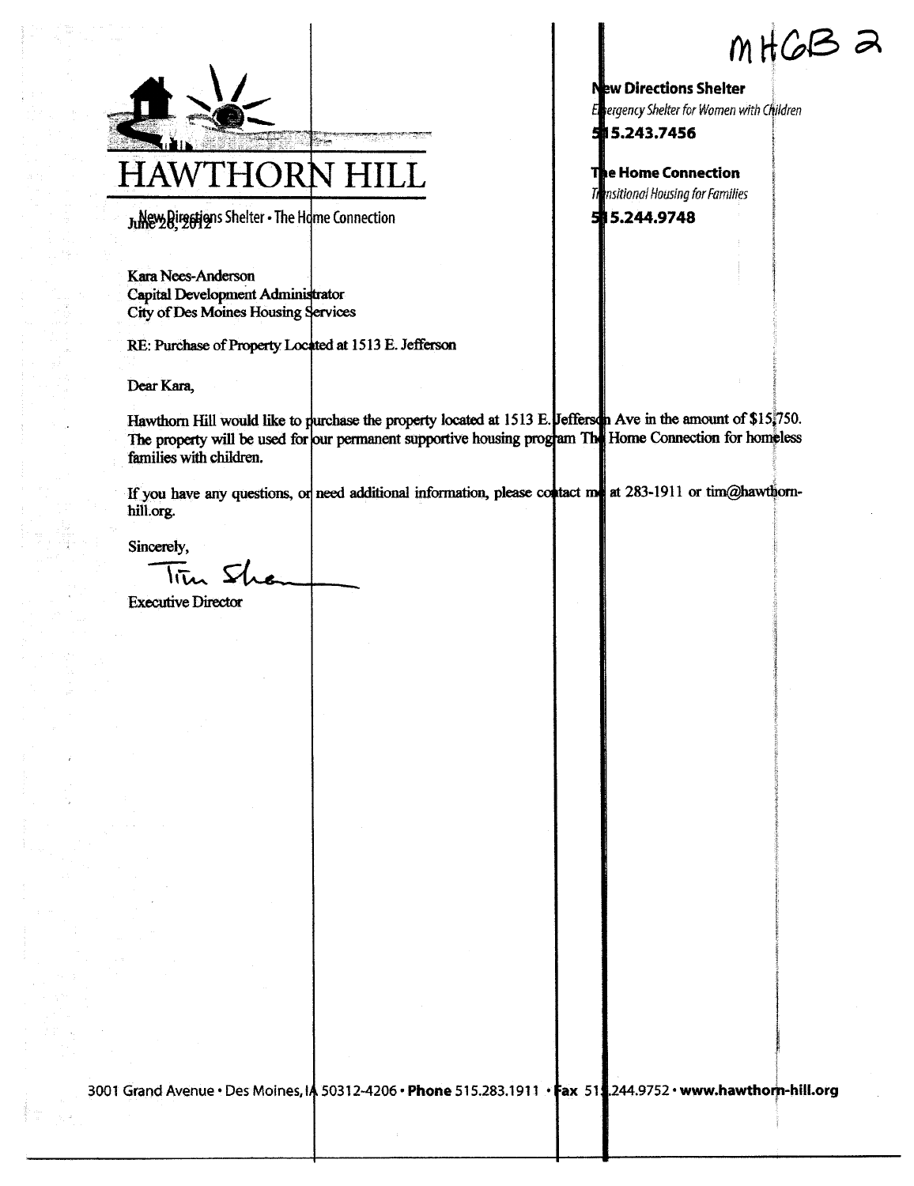MHGB 2

# HAWTHORN HILL

New Directions Shelter • The Home Connection

**New Directions Shelter**
*Emergency Shelter for Women with Children*
**515.243.7456**

**The Home Connection**
*Transitional Housing for Families*
**515.244.9748**

June 28, 2012

Kara Nees-Anderson
Capital Development Administrator
City of Des Moines Housing Services

RE: Purchase of Property Located at 1513 E. Jefferson

Dear Kara,

Hawthorn Hill would like to purchase the property located at 1513 E. Jefferson Ave in the amount of $15,750. The property will be used for our permanent supportive housing program The Home Connection for homeless families with children.

If you have any questions, or need additional information, please contact me at 283-1911 or tim@hawthorn-hill.org.

Sincerely,

Tim Shan

Executive Director

3001 Grand Avenue • Des Moines, IA 50312-4206 • **Phone** 515.283.1911 • **Fax** 515.244.9752 • **www.hawthorn-hill.org**